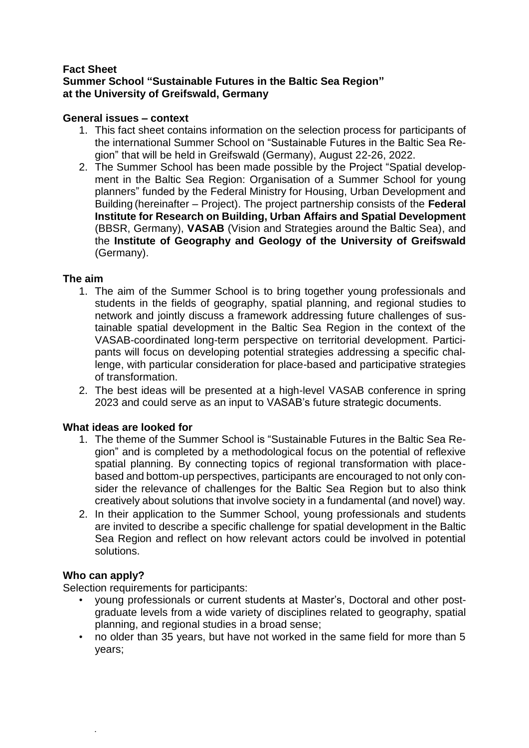**Fact Sheet**
**Summer School "Sustainable Futures in the Baltic Sea Region" at the University of Greifswald, Germany**

## General issues – context

1. This fact sheet contains information on the selection process for participants of the international Summer School on "Sustainable Futures in the Baltic Sea Region" that will be held in Greifswald (Germany), August 22-26, 2022.
2. The Summer School has been made possible by the Project "Spatial development in the Baltic Sea Region: Organisation of a Summer School for young planners" funded by the Federal Ministry for Housing, Urban Development and Building (hereinafter – Project). The project partnership consists of the **Federal Institute for Research on Building, Urban Affairs and Spatial Development** (BBSR, Germany), **VASAB** (Vision and Strategies around the Baltic Sea), and the **Institute of Geography and Geology of the University of Greifswald** (Germany).

## The aim

1. The aim of the Summer School is to bring together young professionals and students in the fields of geography, spatial planning, and regional studies to network and jointly discuss a framework addressing future challenges of sustainable spatial development in the Baltic Sea Region in the context of the VASAB-coordinated long-term perspective on territorial development. Participants will focus on developing potential strategies addressing a specific challenge, with particular consideration for place-based and participative strategies of transformation.
2. The best ideas will be presented at a high-level VASAB conference in spring 2023 and could serve as an input to VASAB's future strategic documents.

## What ideas are looked for

1. The theme of the Summer School is "Sustainable Futures in the Baltic Sea Region" and is completed by a methodological focus on the potential of reflexive spatial planning. By connecting topics of regional transformation with place-based and bottom-up perspectives, participants are encouraged to not only consider the relevance of challenges for the Baltic Sea Region but to also think creatively about solutions that involve society in a fundamental (and novel) way.
2. In their application to the Summer School, young professionals and students are invited to describe a specific challenge for spatial development in the Baltic Sea Region and reflect on how relevant actors could be involved in potential solutions.

## Who can apply?

Selection requirements for participants:

- young professionals or current students at Master's, Doctoral and other post-graduate levels from a wide variety of disciplines related to geography, spatial planning, and regional studies in a broad sense;
- no older than 35 years, but have not worked in the same field for more than 5 years;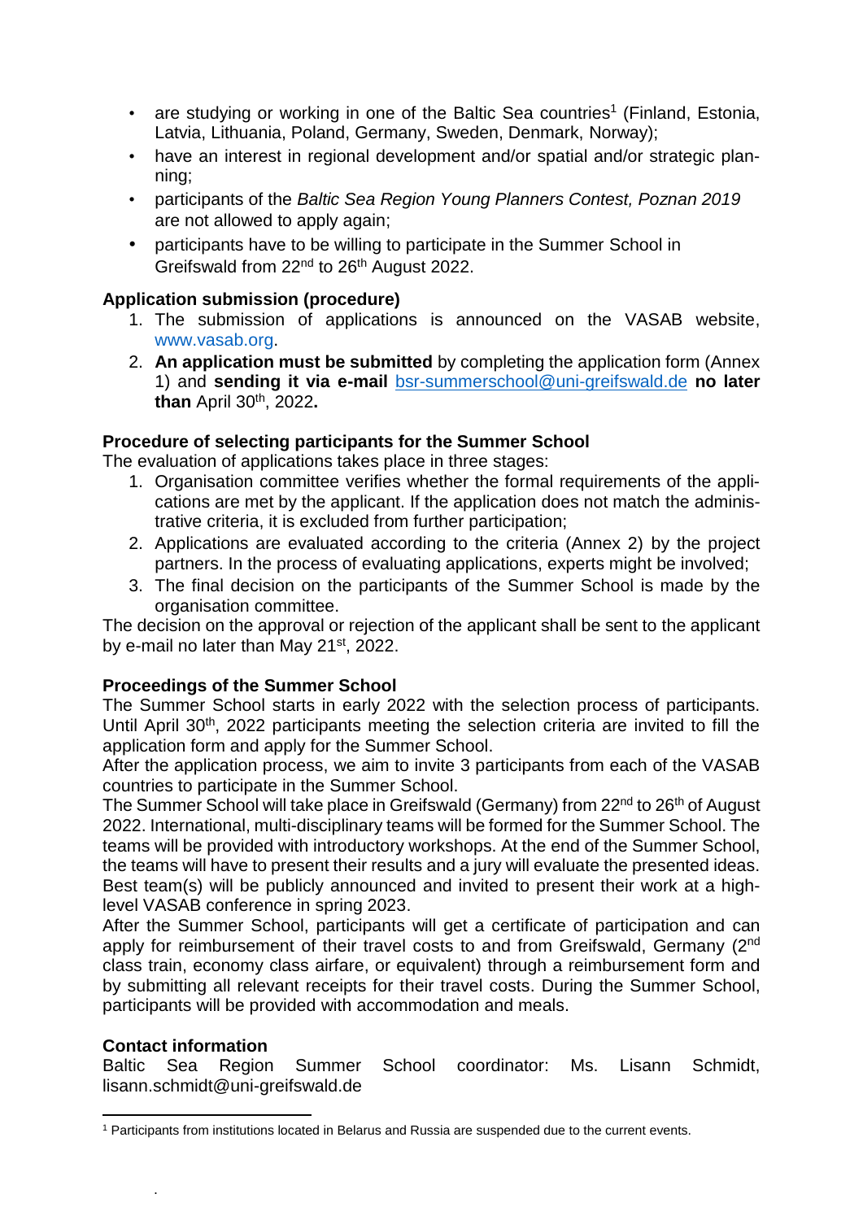- are studying or working in one of the Baltic Sea countries[1] (Finland, Estonia, Latvia, Lithuania, Poland, Germany, Sweden, Denmark, Norway);
- have an interest in regional development and/or spatial and/or strategic planning;
- participants of the *Baltic Sea Region Young Planners Contest, Poznan 2019* are not allowed to apply again;
- participants have to be willing to participate in the Summer School in Greifswald from 22nd to 26th August 2022.

**Application submission (procedure)**

1. The submission of applications is announced on the VASAB website, www.vasab.org.
2. **An application must be submitted** by completing the application form (Annex 1) and **sending it via e-mail** bsr-summerschool@uni-greifswald.de **no later than** April 30th, 2022**.**

**Procedure of selecting participants for the Summer School**

The evaluation of applications takes place in three stages:

1. Organisation committee verifies whether the formal requirements of the applications are met by the applicant. If the application does not match the administrative criteria, it is excluded from further participation;
2. Applications are evaluated according to the criteria (Annex 2) by the project partners. In the process of evaluating applications, experts might be involved;
3. The final decision on the participants of the Summer School is made by the organisation committee.

The decision on the approval or rejection of the applicant shall be sent to the applicant by e-mail no later than May 21st, 2022.

**Proceedings of the Summer School**

The Summer School starts in early 2022 with the selection process of participants. Until April 30th, 2022 participants meeting the selection criteria are invited to fill the application form and apply for the Summer School.

After the application process, we aim to invite 3 participants from each of the VASAB countries to participate in the Summer School.

The Summer School will take place in Greifswald (Germany) from 22nd to 26th of August 2022. International, multi-disciplinary teams will be formed for the Summer School. The teams will be provided with introductory workshops. At the end of the Summer School, the teams will have to present their results and a jury will evaluate the presented ideas. Best team(s) will be publicly announced and invited to present their work at a high-level VASAB conference in spring 2023.

After the Summer School, participants will get a certificate of participation and can apply for reimbursement of their travel costs to and from Greifswald, Germany (2nd class train, economy class airfare, or equivalent) through a reimbursement form and by submitting all relevant receipts for their travel costs. During the Summer School, participants will be provided with accommodation and meals.

**Contact information**

Baltic Sea Region Summer School coordinator: Ms. Lisann Schmidt, lisann.schmidt@uni-greifswald.de

[1] Participants from institutions located in Belarus and Russia are suspended due to the current events.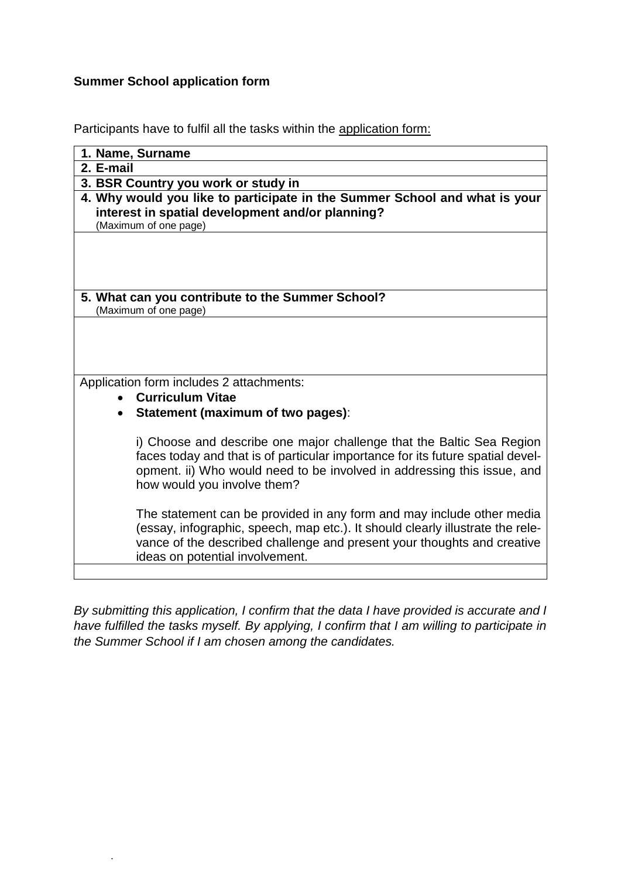**Summer School application form**

Participants have to fulfil all the tasks within the application form:

| |
|---|
| **1. Name, Surname** |
| **2. E-mail** |
| **3. BSR Country you work or study in** |
| **4. Why would you like to participate in the Summer School and what is your interest in spatial development and/or planning?** (Maximum of one page) |
| |
| **5. What can you contribute to the Summer School?** (Maximum of one page) |
| |
| Application form includes 2 attachments: <br>• **Curriculum Vitae** <br>• **Statement (maximum of two pages)**: <br><br>i) Choose and describe one major challenge that the Baltic Sea Region faces today and that is of particular importance for its future spatial development. ii) Who would need to be involved in addressing this issue, and how would you involve them? <br><br>The statement can be provided in any form and may include other media (essay, infographic, speech, map etc.). It should clearly illustrate the relevance of the described challenge and present your thoughts and creative ideas on potential involvement. |
| |

*By submitting this application, I confirm that the data I have provided is accurate and I have fulfilled the tasks myself. By applying, I confirm that I am willing to participate in the Summer School if I am chosen among the candidates.*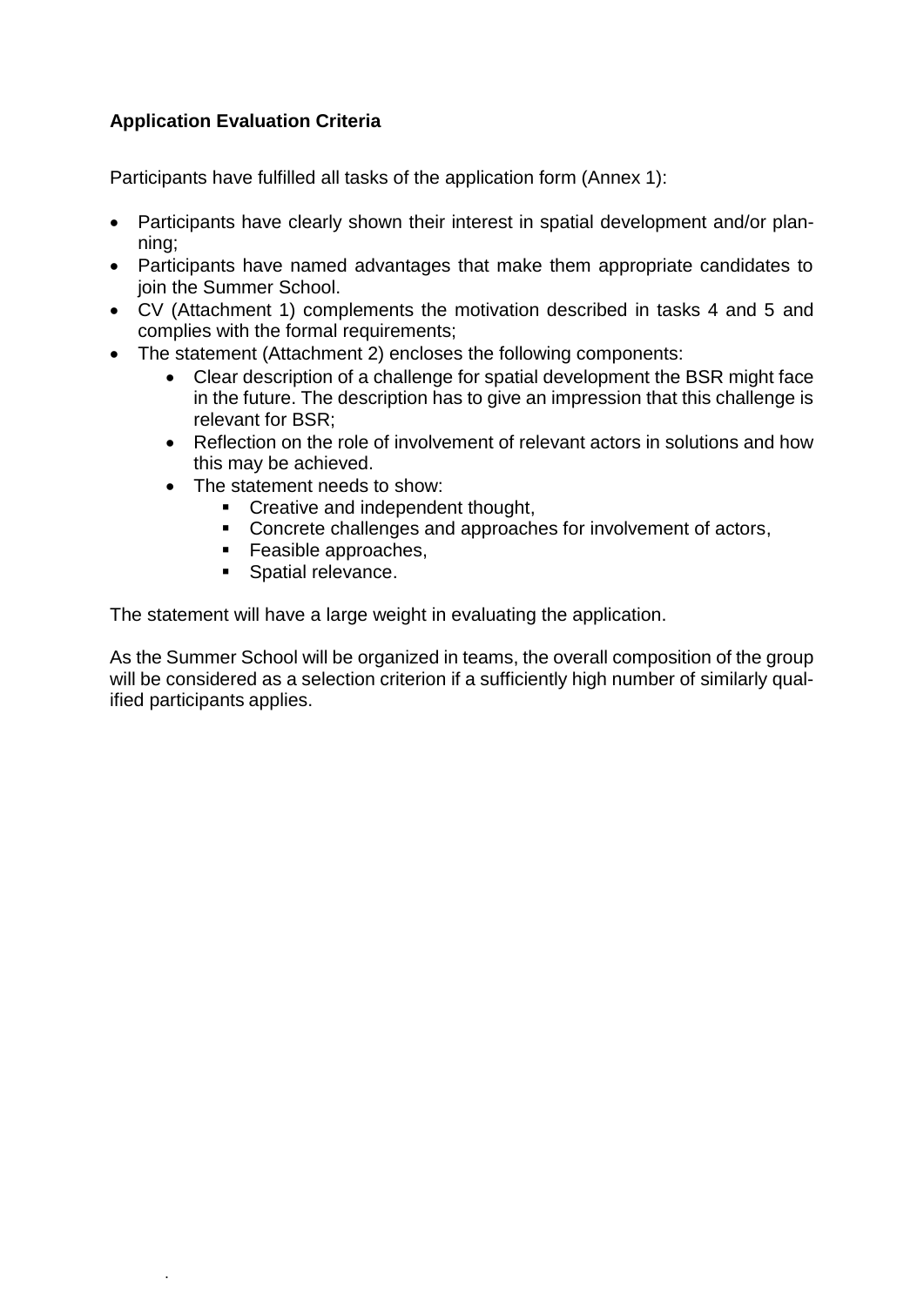**Application Evaluation Criteria**

Participants have fulfilled all tasks of the application form (Annex 1):

- Participants have clearly shown their interest in spatial development and/or planning;
- Participants have named advantages that make them appropriate candidates to join the Summer School.
- CV (Attachment 1) complements the motivation described in tasks 4 and 5 and complies with the formal requirements;
- The statement (Attachment 2) encloses the following components:
    - Clear description of a challenge for spatial development the BSR might face in the future. The description has to give an impression that this challenge is relevant for BSR;
    - Reflection on the role of involvement of relevant actors in solutions and how this may be achieved.
    - The statement needs to show:
        - Creative and independent thought,
        - Concrete challenges and approaches for involvement of actors,
        - Feasible approaches,
        - Spatial relevance.

The statement will have a large weight in evaluating the application.

As the Summer School will be organized in teams, the overall composition of the group will be considered as a selection criterion if a sufficiently high number of similarly qualified participants applies.